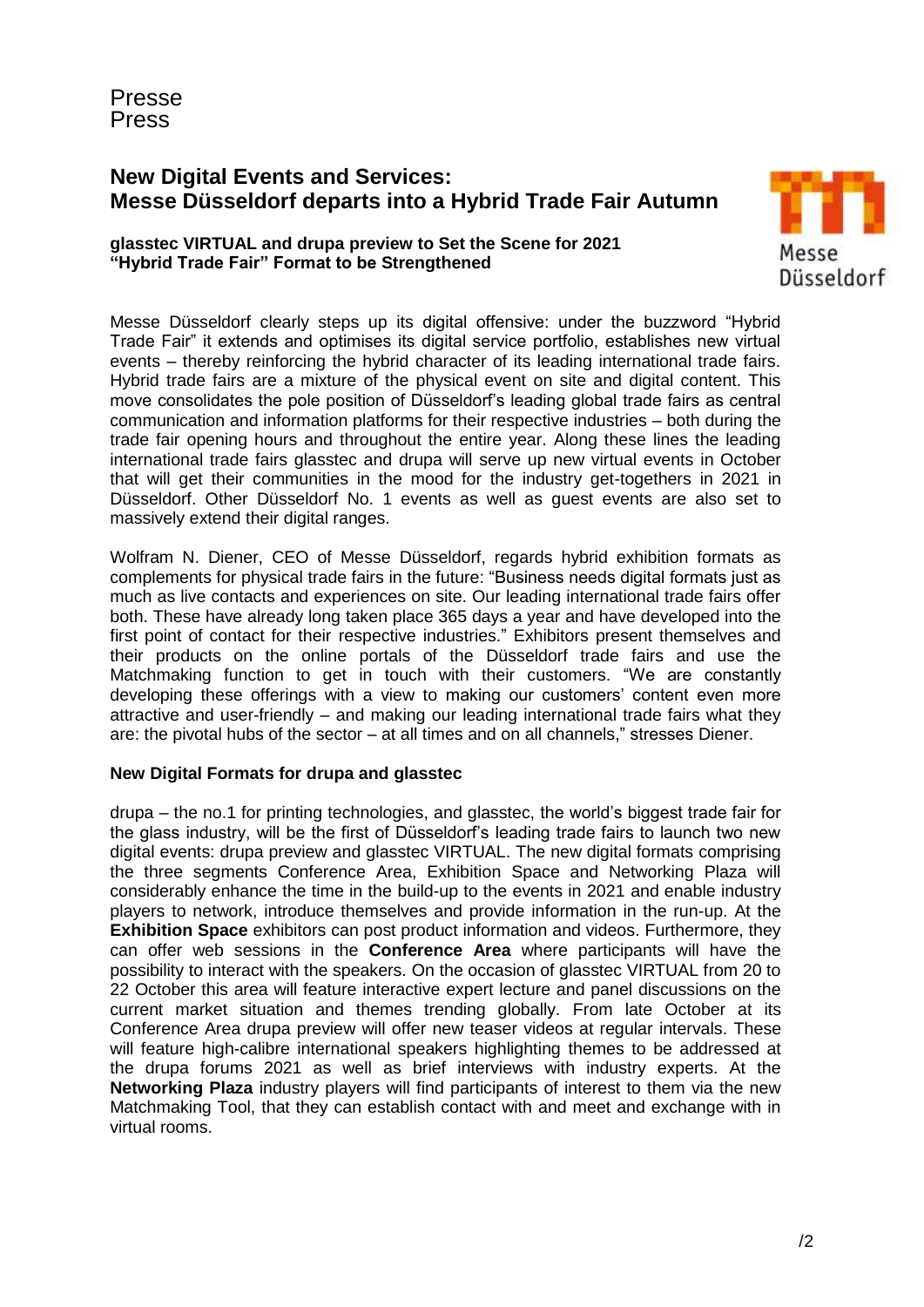Presse
Press

# New Digital Events and Services: Messe Düsseldorf departs into a Hybrid Trade Fair Autumn

**glasstec VIRTUAL and drupa preview to Set the Scene for 2021**
**"Hybrid Trade Fair" Format to be Strengthened**

Messe Düsseldorf

Messe Düsseldorf clearly steps up its digital offensive: under the buzzword "Hybrid Trade Fair" it extends and optimises its digital service portfolio, establishes new virtual events – thereby reinforcing the hybrid character of its leading international trade fairs. Hybrid trade fairs are a mixture of the physical event on site and digital content. This move consolidates the pole position of Düsseldorf's leading global trade fairs as central communication and information platforms for their respective industries – both during the trade fair opening hours and throughout the entire year. Along these lines the leading international trade fairs glasstec and drupa will serve up new virtual events in October that will get their communities in the mood for the industry get-togethers in 2021 in Düsseldorf. Other Düsseldorf No. 1 events as well as guest events are also set to massively extend their digital ranges.

Wolfram N. Diener, CEO of Messe Düsseldorf, regards hybrid exhibition formats as complements for physical trade fairs in the future: "Business needs digital formats just as much as live contacts and experiences on site. Our leading international trade fairs offer both. These have already long taken place 365 days a year and have developed into the first point of contact for their respective industries." Exhibitors present themselves and their products on the online portals of the Düsseldorf trade fairs and use the Matchmaking function to get in touch with their customers. "We are constantly developing these offerings with a view to making our customers' content even more attractive and user-friendly – and making our leading international trade fairs what they are: the pivotal hubs of the sector – at all times and on all channels," stresses Diener.

**New Digital Formats for drupa and glasstec**

drupa – the no.1 for printing technologies, and glasstec, the world's biggest trade fair for the glass industry, will be the first of Düsseldorf's leading trade fairs to launch two new digital events: drupa preview and glasstec VIRTUAL. The new digital formats comprising the three segments Conference Area, Exhibition Space and Networking Plaza will considerably enhance the time in the build-up to the events in 2021 and enable industry players to network, introduce themselves and provide information in the run-up. At the **Exhibition Space** exhibitors can post product information and videos. Furthermore, they can offer web sessions in the **Conference Area** where participants will have the possibility to interact with the speakers. On the occasion of glasstec VIRTUAL from 20 to 22 October this area will feature interactive expert lecture and panel discussions on the current market situation and themes trending globally. From late October at its Conference Area drupa preview will offer new teaser videos at regular intervals. These will feature high-calibre international speakers highlighting themes to be addressed at the drupa forums 2021 as well as brief interviews with industry experts. At the **Networking Plaza** industry players will find participants of interest to them via the new Matchmaking Tool, that they can establish contact with and meet and exchange with in virtual rooms.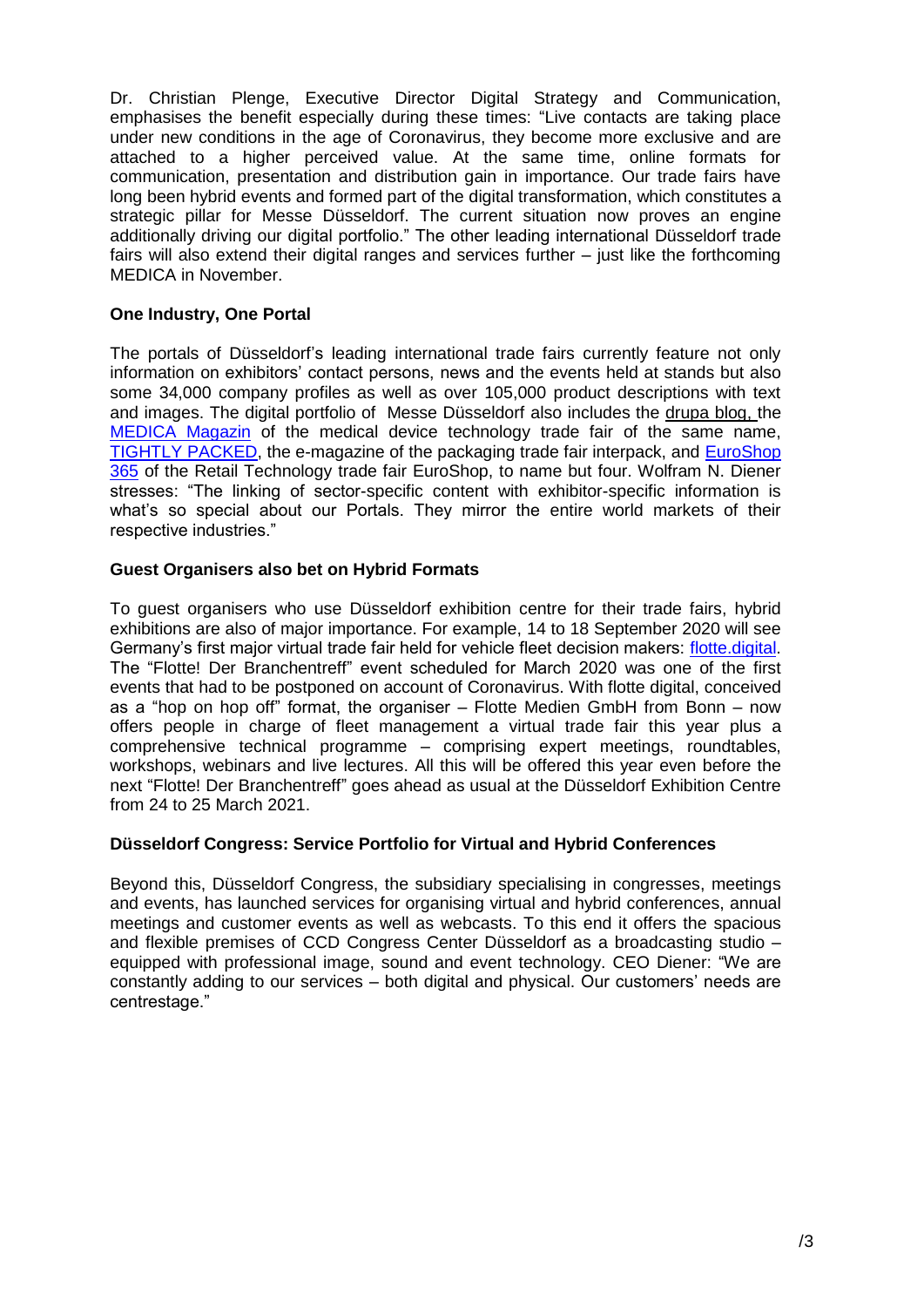Dr. Christian Plenge, Executive Director Digital Strategy and Communication, emphasises the benefit especially during these times: "Live contacts are taking place under new conditions in the age of Coronavirus, they become more exclusive and are attached to a higher perceived value. At the same time, online formats for communication, presentation and distribution gain in importance. Our trade fairs have long been hybrid events and formed part of the digital transformation, which constitutes a strategic pillar for Messe Düsseldorf. The current situation now proves an engine additionally driving our digital portfolio." The other leading international Düsseldorf trade fairs will also extend their digital ranges and services further – just like the forthcoming MEDICA in November.

**One Industry, One Portal**

The portals of Düsseldorf's leading international trade fairs currently feature not only information on exhibitors' contact persons, news and the events held at stands but also some 34,000 company profiles as well as over 105,000 product descriptions with text and images. The digital portfolio of Messe Düsseldorf also includes the drupa blog, the MEDICA Magazin of the medical device technology trade fair of the same name, TIGHTLY PACKED, the e-magazine of the packaging trade fair interpack, and EuroShop 365 of the Retail Technology trade fair EuroShop, to name but four. Wolfram N. Diener stresses: "The linking of sector-specific content with exhibitor-specific information is what's so special about our Portals. They mirror the entire world markets of their respective industries."

**Guest Organisers also bet on Hybrid Formats**

To guest organisers who use Düsseldorf exhibition centre for their trade fairs, hybrid exhibitions are also of major importance. For example, 14 to 18 September 2020 will see Germany's first major virtual trade fair held for vehicle fleet decision makers: flotte.digital. The "Flotte! Der Branchentreff" event scheduled for March 2020 was one of the first events that had to be postponed on account of Coronavirus. With flotte digital, conceived as a "hop on hop off" format, the organiser – Flotte Medien GmbH from Bonn – now offers people in charge of fleet management a virtual trade fair this year plus a comprehensive technical programme – comprising expert meetings, roundtables, workshops, webinars and live lectures. All this will be offered this year even before the next "Flotte! Der Branchentreff" goes ahead as usual at the Düsseldorf Exhibition Centre from 24 to 25 March 2021.

**Düsseldorf Congress: Service Portfolio for Virtual and Hybrid Conferences**

Beyond this, Düsseldorf Congress, the subsidiary specialising in congresses, meetings and events, has launched services for organising virtual and hybrid conferences, annual meetings and customer events as well as webcasts. To this end it offers the spacious and flexible premises of CCD Congress Center Düsseldorf as a broadcasting studio – equipped with professional image, sound and event technology. CEO Diener: "We are constantly adding to our services – both digital and physical. Our customers' needs are centrestage."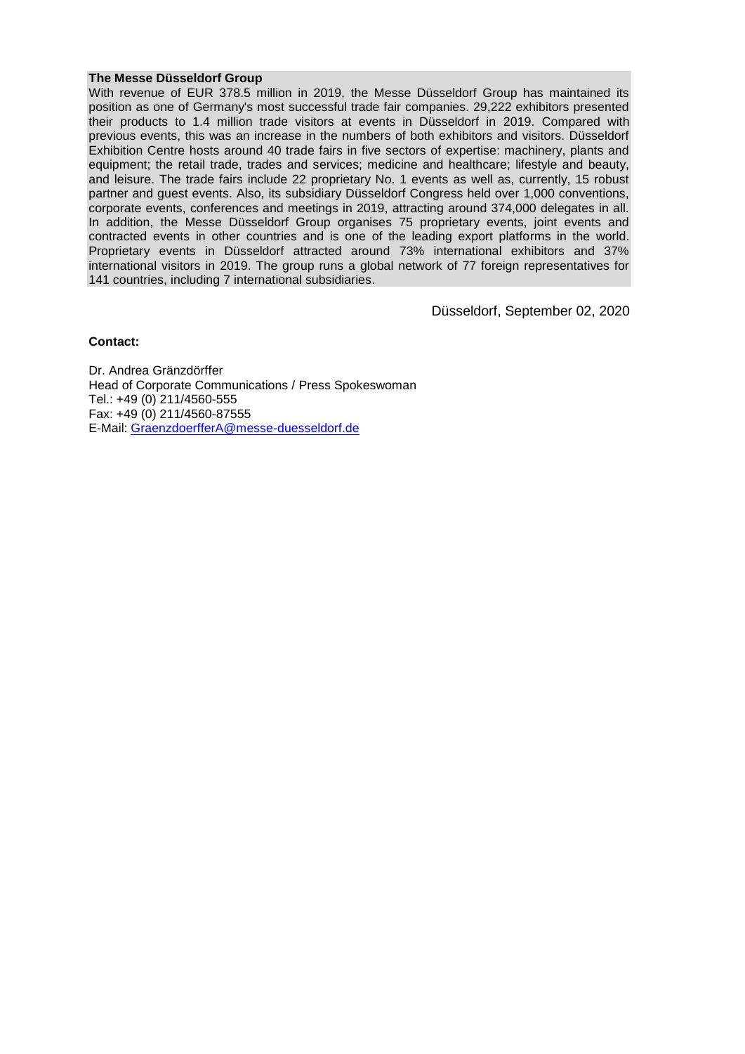**The Messe Düsseldorf Group**

With revenue of EUR 378.5 million in 2019, the Messe Düsseldorf Group has maintained its position as one of Germany's most successful trade fair companies. 29,222 exhibitors presented their products to 1.4 million trade visitors at events in Düsseldorf in 2019. Compared with previous events, this was an increase in the numbers of both exhibitors and visitors. Düsseldorf Exhibition Centre hosts around 40 trade fairs in five sectors of expertise: machinery, plants and equipment; the retail trade, trades and services; medicine and healthcare; lifestyle and beauty, and leisure. The trade fairs include 22 proprietary No. 1 events as well as, currently, 15 robust partner and guest events. Also, its subsidiary Düsseldorf Congress held over 1,000 conventions, corporate events, conferences and meetings in 2019, attracting around 374,000 delegates in all. In addition, the Messe Düsseldorf Group organises 75 proprietary events, joint events and contracted events in other countries and is one of the leading export platforms in the world. Proprietary events in Düsseldorf attracted around 73% international exhibitors and 37% international visitors in 2019. The group runs a global network of 77 foreign representatives for 141 countries, including 7 international subsidiaries.

Düsseldorf, September 02, 2020

**Contact:**

Dr. Andrea Gränzdörffer  
Head of Corporate Communications / Press Spokeswoman  
Tel.: +49 (0) 211/4560-555  
Fax: +49 (0) 211/4560-87555  
E-Mail: GraenzdoerfferA@messe-duesseldorf.de